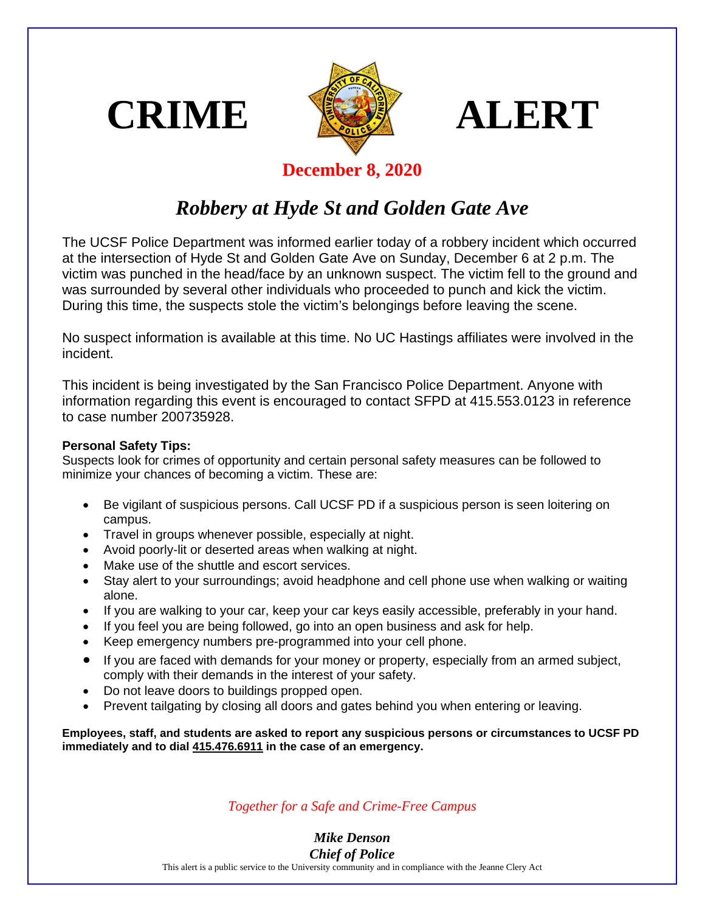# CRIME ALERT

**December 8, 2020**

## *Robbery at Hyde St and Golden Gate Ave*

The UCSF Police Department was informed earlier today of a robbery incident which occurred at the intersection of Hyde St and Golden Gate Ave on Sunday, December 6 at 2 p.m. The victim was punched in the head/face by an unknown suspect. The victim fell to the ground and was surrounded by several other individuals who proceeded to punch and kick the victim. During this time, the suspects stole the victim's belongings before leaving the scene.

No suspect information is available at this time. No UC Hastings affiliates were involved in the incident.

This incident is being investigated by the San Francisco Police Department. Anyone with information regarding this event is encouraged to contact SFPD at 415.553.0123 in reference to case number 200735928.

**Personal Safety Tips:**
Suspects look for crimes of opportunity and certain personal safety measures can be followed to minimize your chances of becoming a victim. These are:

- Be vigilant of suspicious persons. Call UCSF PD if a suspicious person is seen loitering on campus.
- Travel in groups whenever possible, especially at night.
- Avoid poorly-lit or deserted areas when walking at night.
- Make use of the shuttle and escort services.
- Stay alert to your surroundings; avoid headphone and cell phone use when walking or waiting alone.
- If you are walking to your car, keep your car keys easily accessible, preferably in your hand.
- If you feel you are being followed, go into an open business and ask for help.
- Keep emergency numbers pre-programmed into your cell phone.
- If you are faced with demands for your money or property, especially from an armed subject, comply with their demands in the interest of your safety.
- Do not leave doors to buildings propped open.
- Prevent tailgating by closing all doors and gates behind you when entering or leaving.

**Employees, staff, and students are asked to report any suspicious persons or circumstances to UCSF PD immediately and to dial 415.476.6911 in the case of an emergency.**

*Together for a Safe and Crime-Free Campus*

***Mike Denson***
***Chief of Police***

This alert is a public service to the University community and in compliance with the Jeanne Clery Act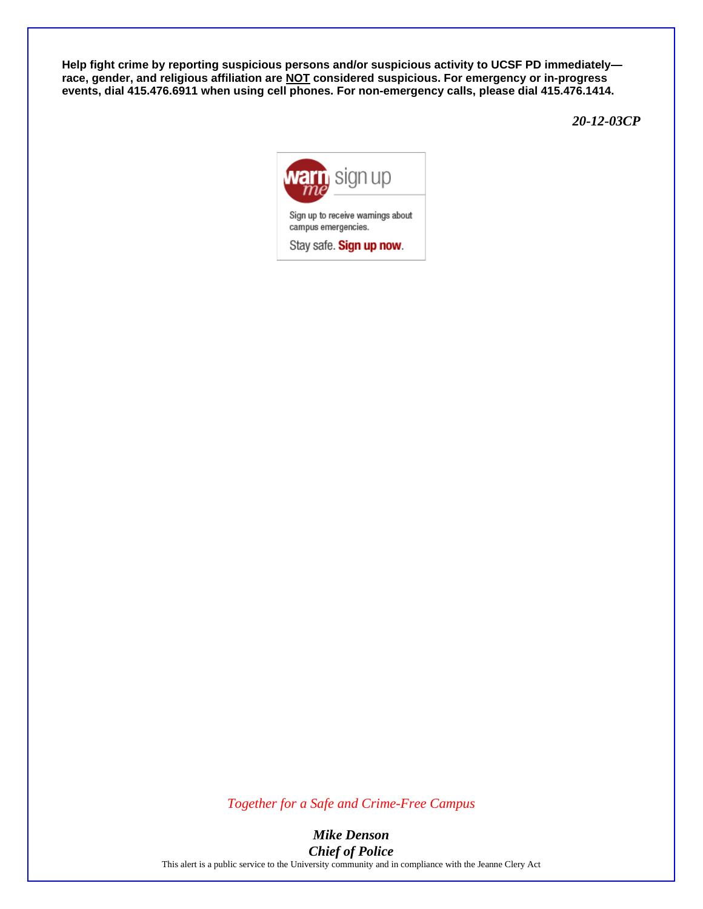**Help fight crime by reporting suspicious persons and/or suspicious activity to UCSF PD immediately—race, gender, and religious affiliation are NOT considered suspicious. For emergency or in-progress events, dial 415.476.6911 when using cell phones. For non-emergency calls, please dial 415.476.1414.**

***20-12-03CP***

warn me sign up

Sign up to receive warnings about campus emergencies.

Stay safe. **Sign up now**.

*Together for a Safe and Crime-Free Campus*

***Mike Denson***
***Chief of Police***

This alert is a public service to the University community and in compliance with the Jeanne Clery Act